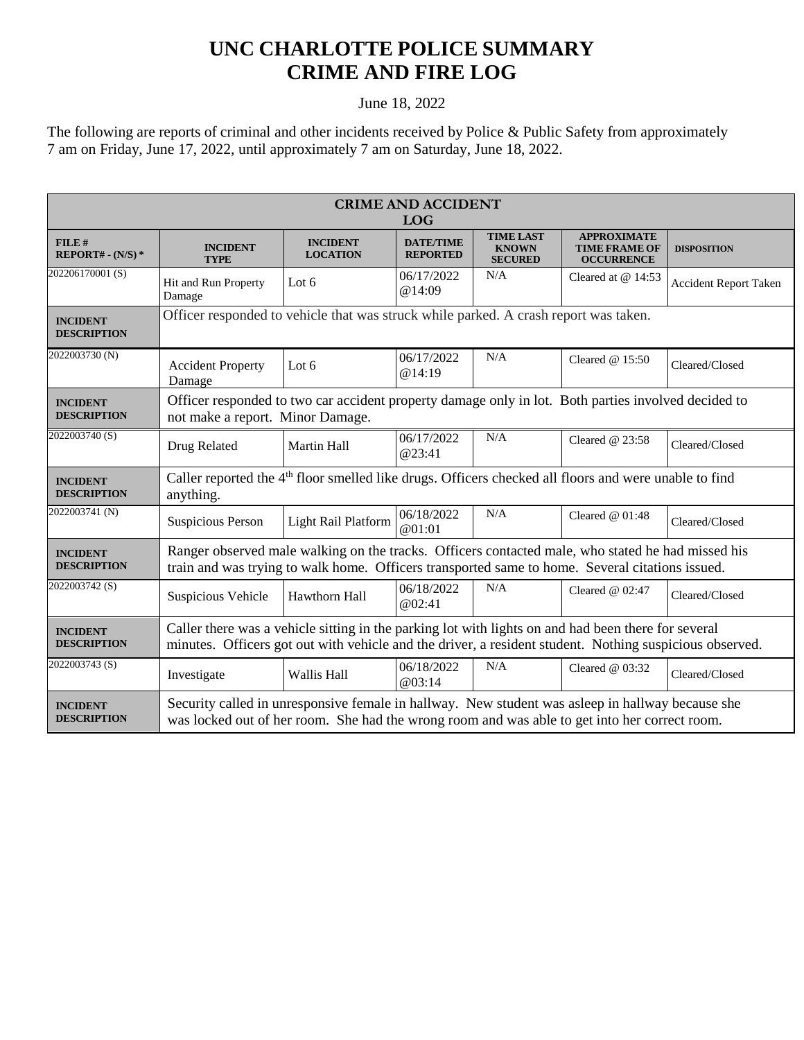# UNC CHARLOTTE POLICE SUMMARY
# CRIME AND FIRE LOG

June 18, 2022

The following are reports of criminal and other incidents received by Police & Public Safety from approximately 7 am on Friday, June 17, 2022, until approximately 7 am on Saturday, June 18, 2022.

| CRIME AND ACCIDENT LOG | | | | | | |
|---|---|---|---|---|---|---|
| **FILE # REPORT# - (N/S) *** | **INCIDENT TYPE** | **INCIDENT LOCATION** | **DATE/TIME REPORTED** | **TIME LAST KNOWN SECURED** | **APPROXIMATE TIME FRAME OF OCCURRENCE** | **DISPOSITION** |
| 202206170001 (S) | Hit and Run Property Damage | Lot 6 | 06/17/2022 @14:09 | N/A | Cleared at @ 14:53 | Accident Report Taken |
| **INCIDENT DESCRIPTION** | Officer responded to vehicle that was struck while parked. A crash report was taken. | | | | | |
| 2022003730 (N) | Accident Property Damage | Lot 6 | 06/17/2022 @14:19 | N/A | Cleared @ 15:50 | Cleared/Closed |
| **INCIDENT DESCRIPTION** | Officer responded to two car accident property damage only in lot. Both parties involved decided to not make a report. Minor Damage. | | | | | |
| 2022003740 (S) | Drug Related | Martin Hall | 06/17/2022 @23:41 | N/A | Cleared @ 23:58 | Cleared/Closed |
| **INCIDENT DESCRIPTION** | Caller reported the 4th floor smelled like drugs. Officers checked all floors and were unable to find anything. | | | | | |
| 2022003741 (N) | Suspicious Person | Light Rail Platform | 06/18/2022 @01:01 | N/A | Cleared @ 01:48 | Cleared/Closed |
| **INCIDENT DESCRIPTION** | Ranger observed male walking on the tracks. Officers contacted male, who stated he had missed his train and was trying to walk home. Officers transported same to home. Several citations issued. | | | | | |
| 2022003742 (S) | Suspicious Vehicle | Hawthorn Hall | 06/18/2022 @02:41 | N/A | Cleared @ 02:47 | Cleared/Closed |
| **INCIDENT DESCRIPTION** | Caller there was a vehicle sitting in the parking lot with lights on and had been there for several minutes. Officers got out with vehicle and the driver, a resident student. Nothing suspicious observed. | | | | | |
| 2022003743 (S) | Investigate | Wallis Hall | 06/18/2022 @03:14 | N/A | Cleared @ 03:32 | Cleared/Closed |
| **INCIDENT DESCRIPTION** | Security called in unresponsive female in hallway. New student was asleep in hallway because she was locked out of her room. She had the wrong room and was able to get into her correct room. | | | | | |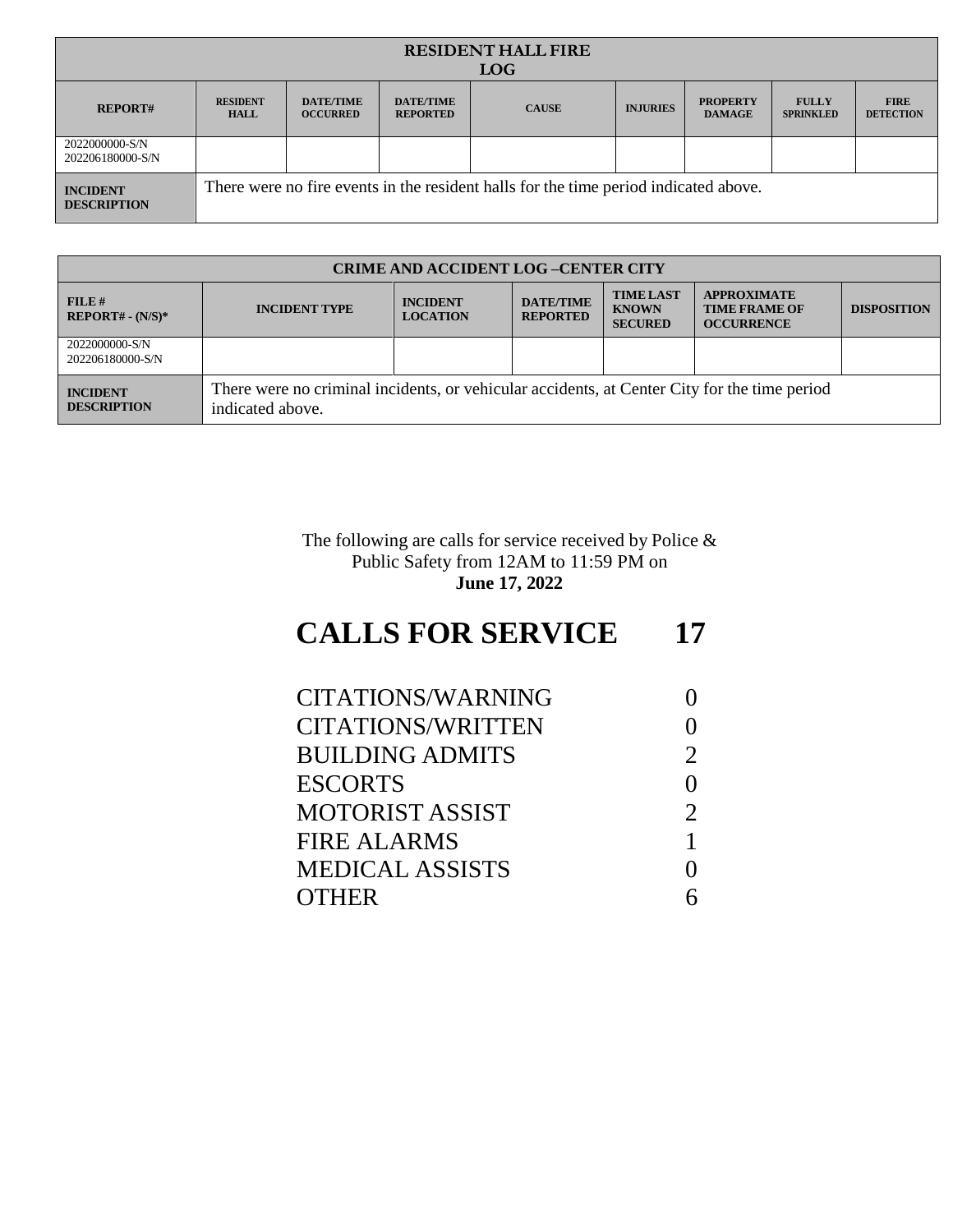| RESIDENT HALL FIRE LOG | | | | | | | | |
|---|---|---|---|---|---|---|---|---|
| **REPORT#** | **RESIDENT HALL** | **DATE/TIME OCCURRED** | **DATE/TIME REPORTED** | **CAUSE** | **INJURIES** | **PROPERTY DAMAGE** | **FULLY SPRINKLED** | **FIRE DETECTION** |
| 2022000000-S/N 202206180000-S/N | | | | | | | | |
| **INCIDENT DESCRIPTION** | There were no fire events in the resident halls for the time period indicated above. | | | | | | | |

| CRIME AND ACCIDENT LOG –CENTER CITY | | | | | | |
|---|---|---|---|---|---|---|
| **FILE # REPORT# - (N/S)*** | **INCIDENT TYPE** | **INCIDENT LOCATION** | **DATE/TIME REPORTED** | **TIME LAST KNOWN SECURED** | **APPROXIMATE TIME FRAME OF OCCURRENCE** | **DISPOSITION** |
| 2022000000-S/N 202206180000-S/N | | | | | | |
| **INCIDENT DESCRIPTION** | There were no criminal incidents, or vehicular accidents, at Center City for the time period indicated above. | | | | | |

The following are calls for service received by Police & Public Safety from 12AM to 11:59 PM on **June 17, 2022**

# CALLS FOR SERVICE 17

| | |
|---|---|
| CITATIONS/WARNING | 0 |
| CITATIONS/WRITTEN | 0 |
| BUILDING ADMITS | 2 |
| ESCORTS | 0 |
| MOTORIST ASSIST | 2 |
| FIRE ALARMS | 1 |
| MEDICAL ASSISTS | 0 |
| OTHER | 6 |